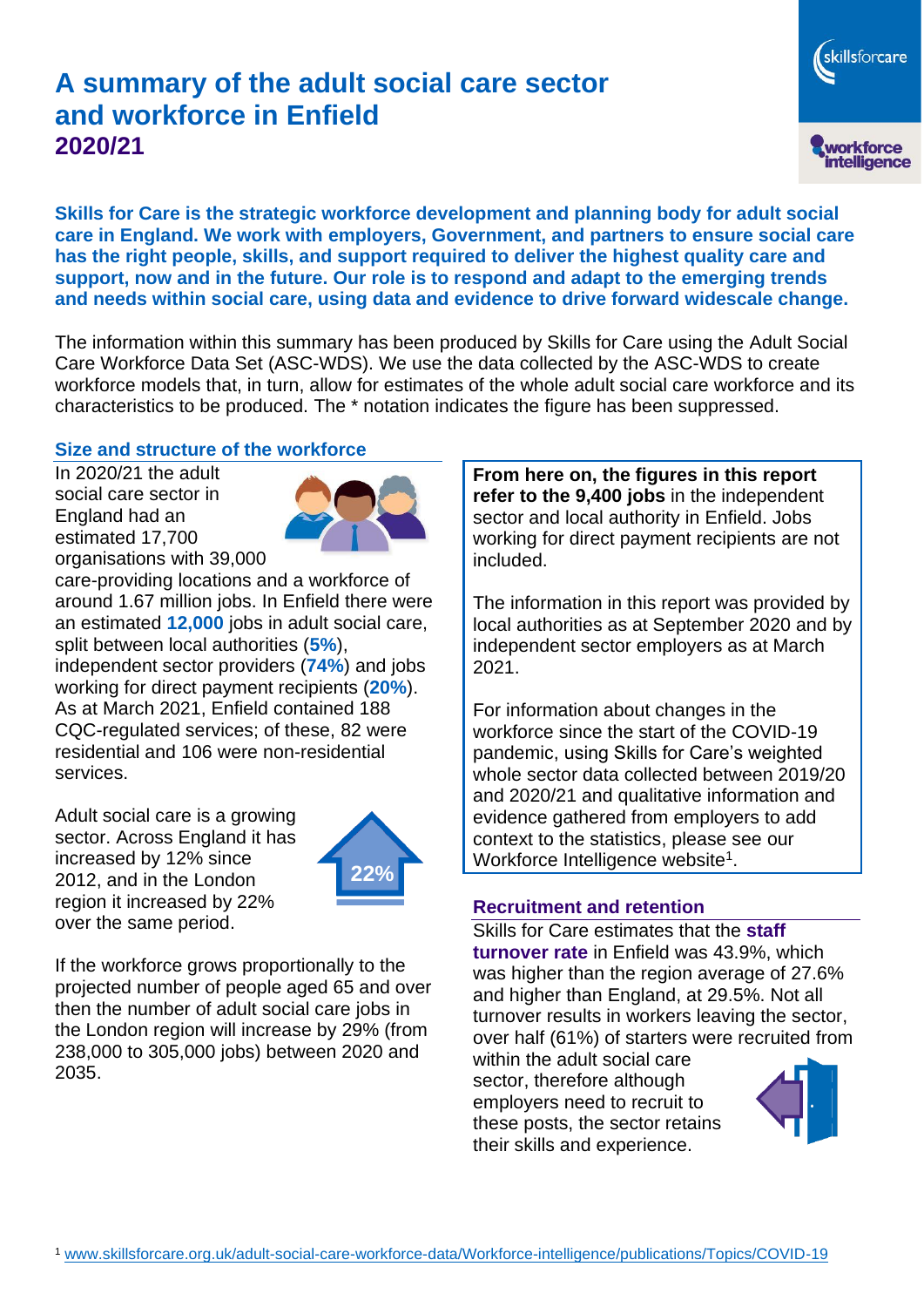# A summary of the adult social care sector and workforce in Enfield
## 2020/21

**Skills for Care is the strategic workforce development and planning body for adult social care in England. We work with employers, Government, and partners to ensure social care has the right people, skills, and support required to deliver the highest quality care and support, now and in the future. Our role is to respond and adapt to the emerging trends and needs within social care, using data and evidence to drive forward widescale change.**

The information within this summary has been produced by Skills for Care using the Adult Social Care Workforce Data Set (ASC-WDS). We use the data collected by the ASC-WDS to create workforce models that, in turn, allow for estimates of the whole adult social care workforce and its characteristics to be produced. The * notation indicates the figure has been suppressed.

### Size and structure of the workforce

In 2020/21 the adult social care sector in England had an estimated 17,700 organisations with 39,000 care-providing locations and a workforce of around 1.67 million jobs. In Enfield there were an estimated **12,000** jobs in adult social care, split between local authorities (**5%**), independent sector providers (**74%**) and jobs working for direct payment recipients (**20%**). As at March 2021, Enfield contained 188 CQC-regulated services; of these, 82 were residential and 106 were non-residential services.

Adult social care is a growing sector. Across England it has increased by 12% since 2012, and in the London region it increased by 22% over the same period.

22%

If the workforce grows proportionally to the projected number of people aged 65 and over then the number of adult social care jobs in the London region will increase by 29% (from 238,000 to 305,000 jobs) between 2020 and 2035.

**From here on, the figures in this report refer to the 9,400 jobs** in the independent sector and local authority in Enfield. Jobs working for direct payment recipients are not included.

The information in this report was provided by local authorities as at September 2020 and by independent sector employers as at March 2021.

For information about changes in the workforce since the start of the COVID-19 pandemic, using Skills for Care's weighted whole sector data collected between 2019/20 and 2020/21 and qualitative information and evidence gathered from employers to add context to the statistics, please see our Workforce Intelligence website[1].

### Recruitment and retention

Skills for Care estimates that the **staff turnover rate** in Enfield was 43.9%, which was higher than the region average of 27.6% and higher than England, at 29.5%. Not all turnover results in workers leaving the sector, over half (61%) of starters were recruited from within the adult social care sector, therefore although employers need to recruit to these posts, the sector retains their skills and experience.

[1] www.skillsforcare.org.uk/adult-social-care-workforce-data/Workforce-intelligence/publications/Topics/COVID-19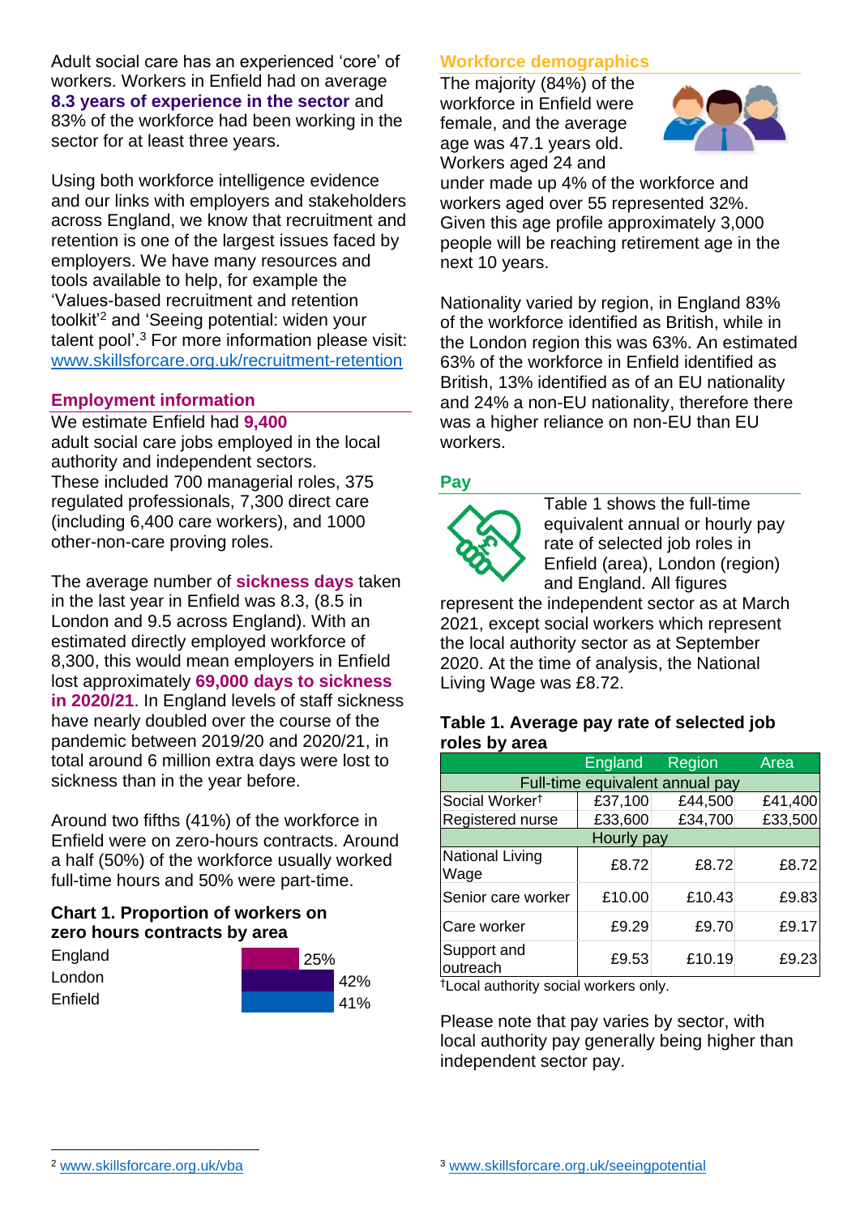Adult social care has an experienced 'core' of workers. Workers in Enfield had on average **8.3 years of experience in the sector** and 83% of the workforce had been working in the sector for at least three years.

Using both workforce intelligence evidence and our links with employers and stakeholders across England, we know that recruitment and retention is one of the largest issues faced by employers. We have many resources and tools available to help, for example the 'Values-based recruitment and retention toolkit'[2] and 'Seeing potential: widen your talent pool'.[3] For more information please visit: www.skillsforcare.org.uk/recruitment-retention

## Employment information

We estimate Enfield had **9,400** adult social care jobs employed in the local authority and independent sectors. These included 700 managerial roles, 375 regulated professionals, 7,300 direct care (including 6,400 care workers), and 1000 other-non-care proving roles.

The average number of **sickness days** taken in the last year in Enfield was 8.3, (8.5 in London and 9.5 across England). With an estimated directly employed workforce of 8,300, this would mean employers in Enfield lost approximately **69,000 days to sickness in 2020/21**. In England levels of staff sickness have nearly doubled over the course of the pandemic between 2019/20 and 2020/21, in total around 6 million extra days were lost to sickness than in the year before.

Around two fifths (41%) of the workforce in Enfield were on zero-hours contracts. Around a half (50%) of the workforce usually worked full-time hours and 50% were part-time.

### Chart 1. Proportion of workers on zero hours contracts by area

| Area | Proportion |
|---|---|
| England | 25% |
| London | 42% |
| Enfield | 41% |

## Workforce demographics

The majority (84%) of the workforce in Enfield were female, and the average age was 47.1 years old. Workers aged 24 and under made up 4% of the workforce and workers aged over 55 represented 32%. Given this age profile approximately 3,000 people will be reaching retirement age in the next 10 years.

Nationality varied by region, in England 83% of the workforce identified as British, while in the London region this was 63%. An estimated 63% of the workforce in Enfield identified as British, 13% identified as of an EU nationality and 24% a non-EU nationality, therefore there was a higher reliance on non-EU than EU workers.

## Pay

Table 1 shows the full-time equivalent annual or hourly pay rate of selected job roles in Enfield (area), London (region) and England. All figures represent the independent sector as at March 2021, except social workers which represent the local authority sector as at September 2020. At the time of analysis, the National Living Wage was £8.72.

### Table 1. Average pay rate of selected job roles by area

| | England | Region | Area |
|---|---|---|---|
| **Full-time equivalent annual pay** | | | |
| Social Worker† | £37,100 | £44,500 | £41,400 |
| Registered nurse | £33,600 | £34,700 | £33,500 |
| **Hourly pay** | | | |
| National Living Wage | £8.72 | £8.72 | £8.72 |
| Senior care worker | £10.00 | £10.43 | £9.83 |
| Care worker | £9.29 | £9.70 | £9.17 |
| Support and outreach | £9.53 | £10.19 | £9.23 |

†Local authority social workers only.

Please note that pay varies by sector, with local authority pay generally being higher than independent sector pay.

[2] www.skillsforcare.org.uk/vba

[3] www.skillsforcare.org.uk/seeingpotential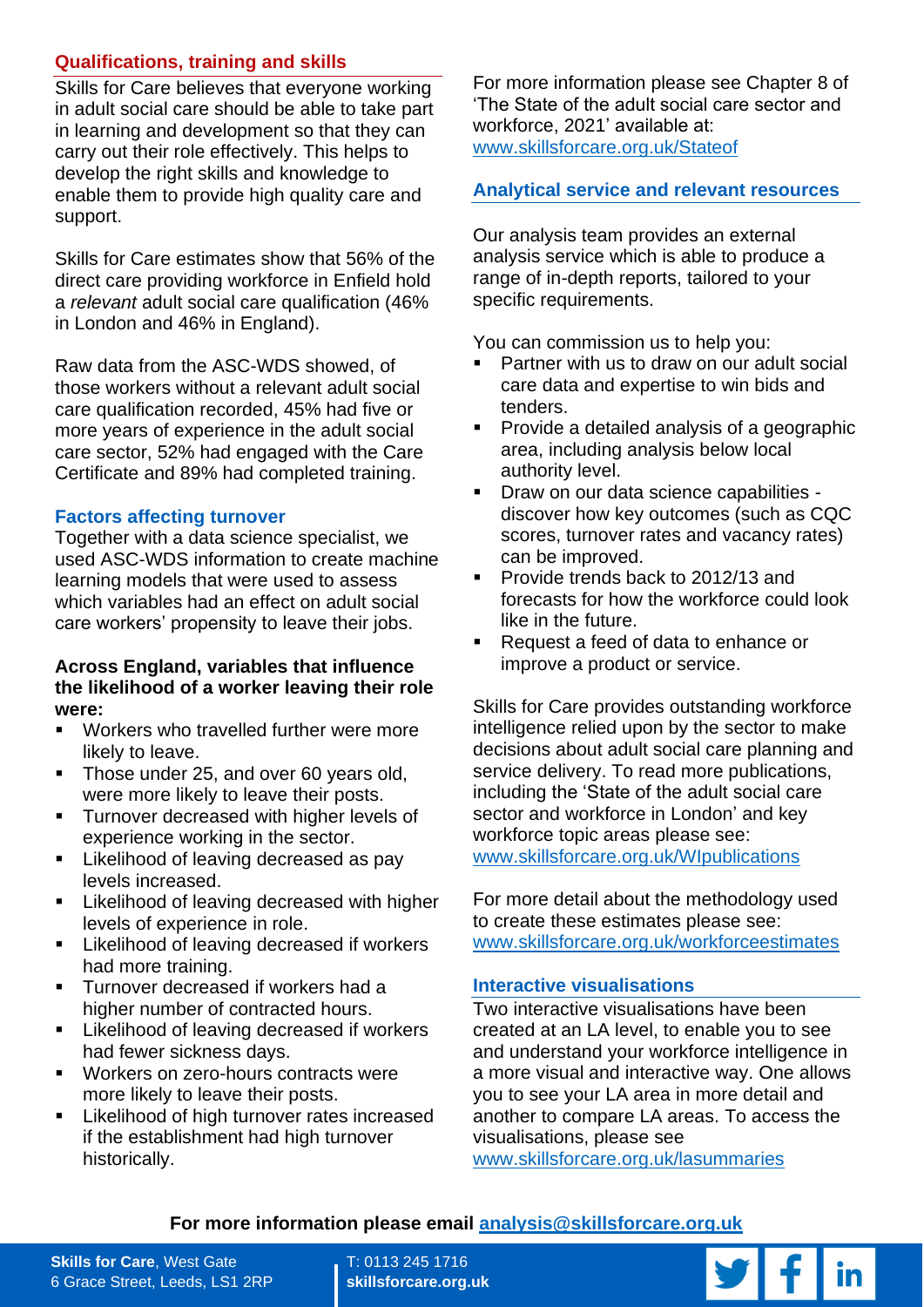## Qualifications, training and skills

Skills for Care believes that everyone working in adult social care should be able to take part in learning and development so that they can carry out their role effectively. This helps to develop the right skills and knowledge to enable them to provide high quality care and support.

Skills for Care estimates show that 56% of the direct care providing workforce in Enfield hold a *relevant* adult social care qualification (46% in London and 46% in England).

Raw data from the ASC-WDS showed, of those workers without a relevant adult social care qualification recorded, 45% had five or more years of experience in the adult social care sector, 52% had engaged with the Care Certificate and 89% had completed training.

## Factors affecting turnover

Together with a data science specialist, we used ASC-WDS information to create machine learning models that were used to assess which variables had an effect on adult social care workers' propensity to leave their jobs.

**Across England, variables that influence the likelihood of a worker leaving their role were:**

- Workers who travelled further were more likely to leave.
- Those under 25, and over 60 years old, were more likely to leave their posts.
- Turnover decreased with higher levels of experience working in the sector.
- Likelihood of leaving decreased as pay levels increased.
- Likelihood of leaving decreased with higher levels of experience in role.
- Likelihood of leaving decreased if workers had more training.
- Turnover decreased if workers had a higher number of contracted hours.
- Likelihood of leaving decreased if workers had fewer sickness days.
- Workers on zero-hours contracts were more likely to leave their posts.
- Likelihood of high turnover rates increased if the establishment had high turnover historically.

For more information please see Chapter 8 of 'The State of the adult social care sector and workforce, 2021' available at: www.skillsforcare.org.uk/Stateof

## Analytical service and relevant resources

Our analysis team provides an external analysis service which is able to produce a range of in-depth reports, tailored to your specific requirements.

You can commission us to help you:

- Partner with us to draw on our adult social care data and expertise to win bids and tenders.
- Provide a detailed analysis of a geographic area, including analysis below local authority level.
- Draw on our data science capabilities - discover how key outcomes (such as CQC scores, turnover rates and vacancy rates) can be improved.
- Provide trends back to 2012/13 and forecasts for how the workforce could look like in the future.
- Request a feed of data to enhance or improve a product or service.

Skills for Care provides outstanding workforce intelligence relied upon by the sector to make decisions about adult social care planning and service delivery. To read more publications, including the 'State of the adult social care sector and workforce in London' and key workforce topic areas please see: www.skillsforcare.org.uk/WIpublications

For more detail about the methodology used to create these estimates please see: www.skillsforcare.org.uk/workforceestimates

## Interactive visualisations

Two interactive visualisations have been created at an LA level, to enable you to see and understand your workforce intelligence in a more visual and interactive way. One allows you to see your LA area in more detail and another to compare LA areas. To access the visualisations, please see www.skillsforcare.org.uk/lasummaries

**For more information please email analysis@skillsforcare.org.uk**

**Skills for Care**, West Gate
6 Grace Street, Leeds, LS1 2RP

T: 0113 245 1716
**skillsforcare.org.uk**